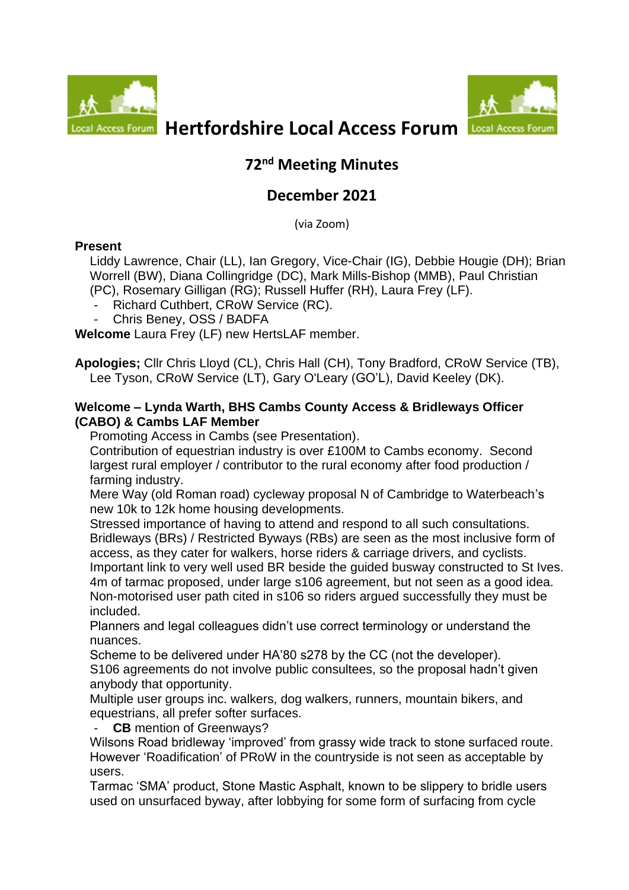# Hertfordshire Local Access Forum

## 72nd Meeting Minutes

## December 2021

(via Zoom)

**Present**

Liddy Lawrence, Chair (LL), Ian Gregory, Vice-Chair (IG), Debbie Hougie (DH); Brian Worrell (BW), Diana Collingridge (DC), Mark Mills-Bishop (MMB), Paul Christian (PC), Rosemary Gilligan (RG); Russell Huffer (RH), Laura Frey (LF).

- Richard Cuthbert, CRoW Service (RC).
- Chris Beney, OSS / BADFA

**Welcome** Laura Frey (LF) new HertsLAF member.

**Apologies;** Cllr Chris Lloyd (CL), Chris Hall (CH), Tony Bradford, CRoW Service (TB), Lee Tyson, CRoW Service (LT), Gary O'Leary (GO'L), David Keeley (DK).

**Welcome – Lynda Warth, BHS Cambs County Access & Bridleways Officer (CABO) & Cambs LAF Member**

Promoting Access in Cambs (see Presentation).

Contribution of equestrian industry is over £100M to Cambs economy. Second largest rural employer / contributor to the rural economy after food production / farming industry.

Mere Way (old Roman road) cycleway proposal N of Cambridge to Waterbeach's new 10k to 12k home housing developments.

Stressed importance of having to attend and respond to all such consultations.

Bridleways (BRs) / Restricted Byways (RBs) are seen as the most inclusive form of access, as they cater for walkers, horse riders & carriage drivers, and cyclists.

Important link to very well used BR beside the guided busway constructed to St Ives.

4m of tarmac proposed, under large s106 agreement, but not seen as a good idea.

Non-motorised user path cited in s106 so riders argued successfully they must be included.

Planners and legal colleagues didn't use correct terminology or understand the nuances.

Scheme to be delivered under HA'80 s278 by the CC (not the developer).

S106 agreements do not involve public consultees, so the proposal hadn't given anybody that opportunity.

Multiple user groups inc. walkers, dog walkers, runners, mountain bikers, and equestrians, all prefer softer surfaces.

- **CB** mention of Greenways?

Wilsons Road bridleway 'improved' from grassy wide track to stone surfaced route. However 'Roadification' of PRoW in the countryside is not seen as acceptable by users.

Tarmac 'SMA' product, Stone Mastic Asphalt, known to be slippery to bridle users used on unsurfaced byway, after lobbying for some form of surfacing from cycle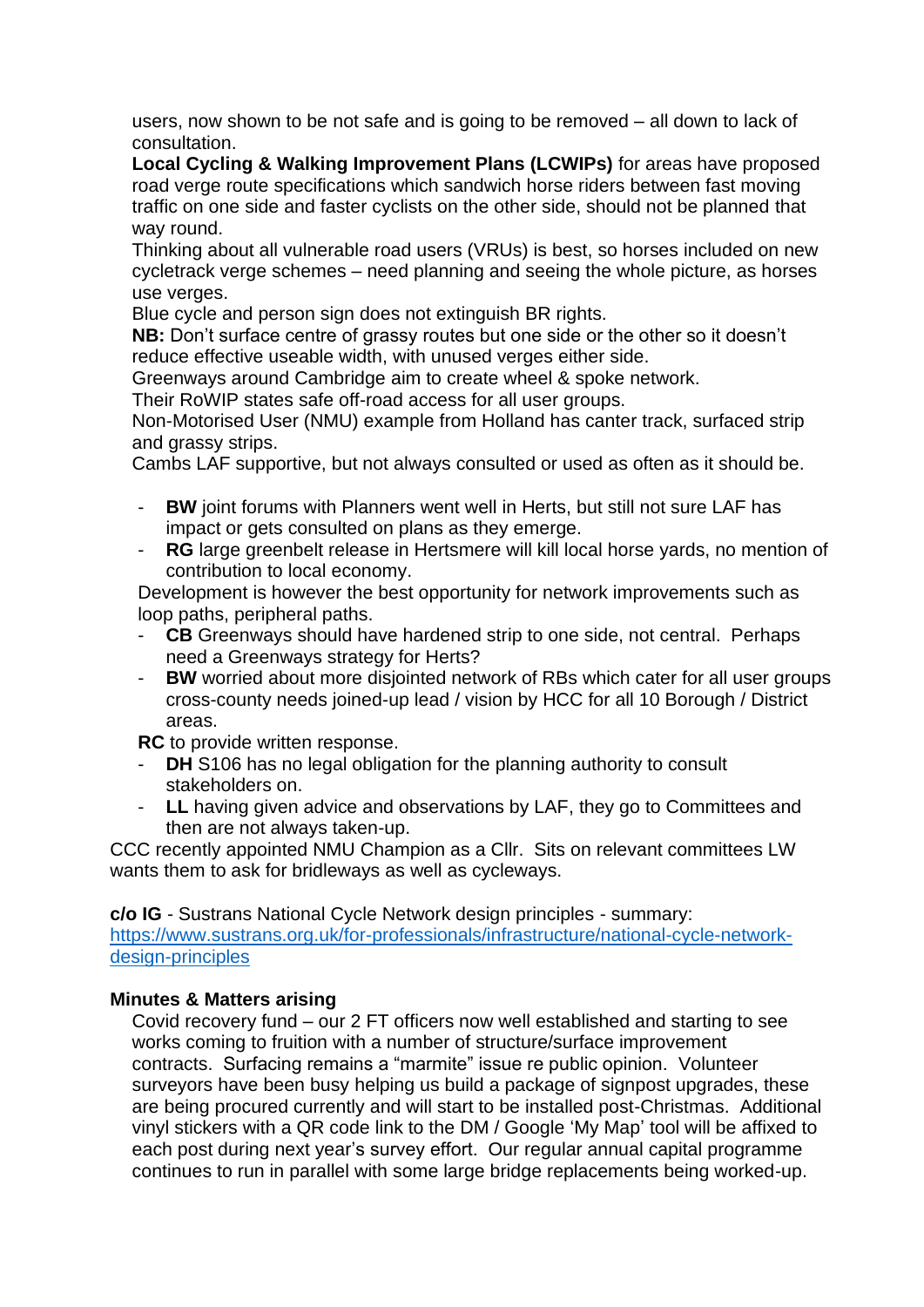users, now shown to be not safe and is going to be removed – all down to lack of consultation.
**Local Cycling & Walking Improvement Plans (LCWIPs)** for areas have proposed road verge route specifications which sandwich horse riders between fast moving traffic on one side and faster cyclists on the other side, should not be planned that way round.
Thinking about all vulnerable road users (VRUs) is best, so horses included on new cycletrack verge schemes – need planning and seeing the whole picture, as horses use verges.
Blue cycle and person sign does not extinguish BR rights.
**NB:** Don't surface centre of grassy routes but one side or the other so it doesn't reduce effective useable width, with unused verges either side.
Greenways around Cambridge aim to create wheel & spoke network.
Their RoWIP states safe off-road access for all user groups.
Non-Motorised User (NMU) example from Holland has canter track, surfaced strip and grassy strips.
Cambs LAF supportive, but not always consulted or used as often as it should be.

- **BW** joint forums with Planners went well in Herts, but still not sure LAF has impact or gets consulted on plans as they emerge.
- **RG** large greenbelt release in Hertsmere will kill local horse yards, no mention of contribution to local economy.

Development is however the best opportunity for network improvements such as loop paths, peripheral paths.

- **CB** Greenways should have hardened strip to one side, not central. Perhaps need a Greenways strategy for Herts?
- **BW** worried about more disjointed network of RBs which cater for all user groups cross-county needs joined-up lead / vision by HCC for all 10 Borough / District areas.

**RC** to provide written response.

- **DH** S106 has no legal obligation for the planning authority to consult stakeholders on.
- **LL** having given advice and observations by LAF, they go to Committees and then are not always taken-up.

CCC recently appointed NMU Champion as a Cllr. Sits on relevant committees LW wants them to ask for bridleways as well as cycleways.

**c/o IG** - Sustrans National Cycle Network design principles - summary:
https://www.sustrans.org.uk/for-professionals/infrastructure/national-cycle-network-design-principles

**Minutes & Matters arising**

Covid recovery fund – our 2 FT officers now well established and starting to see works coming to fruition with a number of structure/surface improvement contracts. Surfacing remains a "marmite" issue re public opinion. Volunteer surveyors have been busy helping us build a package of signpost upgrades, these are being procured currently and will start to be installed post-Christmas. Additional vinyl stickers with a QR code link to the DM / Google 'My Map' tool will be affixed to each post during next year's survey effort. Our regular annual capital programme continues to run in parallel with some large bridge replacements being worked-up.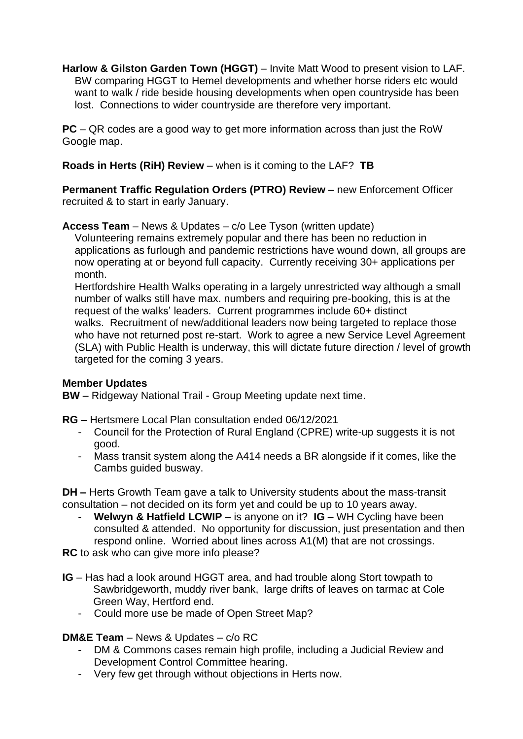**Harlow & Gilston Garden Town (HGGT)** – Invite Matt Wood to present vision to LAF. BW comparing HGGT to Hemel developments and whether horse riders etc would want to walk / ride beside housing developments when open countryside has been lost. Connections to wider countryside are therefore very important.

**PC** – QR codes are a good way to get more information across than just the RoW Google map.

**Roads in Herts (RiH) Review** – when is it coming to the LAF? **TB**

**Permanent Traffic Regulation Orders (PTRO) Review** – new Enforcement Officer recruited & to start in early January.

**Access Team** – News & Updates – c/o Lee Tyson (written update)

Volunteering remains extremely popular and there has been no reduction in applications as furlough and pandemic restrictions have wound down, all groups are now operating at or beyond full capacity. Currently receiving 30+ applications per month.

Hertfordshire Health Walks operating in a largely unrestricted way although a small number of walks still have max. numbers and requiring pre-booking, this is at the request of the walks' leaders. Current programmes include 60+ distinct walks. Recruitment of new/additional leaders now being targeted to replace those who have not returned post re-start. Work to agree a new Service Level Agreement (SLA) with Public Health is underway, this will dictate future direction / level of growth targeted for the coming 3 years.

**Member Updates**

**BW** – Ridgeway National Trail - Group Meeting update next time.

**RG** – Hertsmere Local Plan consultation ended 06/12/2021

- Council for the Protection of Rural England (CPRE) write-up suggests it is not good.
- Mass transit system along the A414 needs a BR alongside if it comes, like the Cambs guided busway.

**DH –** Herts Growth Team gave a talk to University students about the mass-transit consultation – not decided on its form yet and could be up to 10 years away.

- **Welwyn & Hatfield LCWIP** – is anyone on it? **IG** – WH Cycling have been consulted & attended. No opportunity for discussion, just presentation and then respond online. Worried about lines across A1(M) that are not crossings.

**RC** to ask who can give more info please?

**IG** – Has had a look around HGGT area, and had trouble along Stort towpath to Sawbridgeworth, muddy river bank, large drifts of leaves on tarmac at Cole Green Way, Hertford end.

- Could more use be made of Open Street Map?

**DM&E Team** – News & Updates – c/o RC

- DM & Commons cases remain high profile, including a Judicial Review and Development Control Committee hearing.
- Very few get through without objections in Herts now.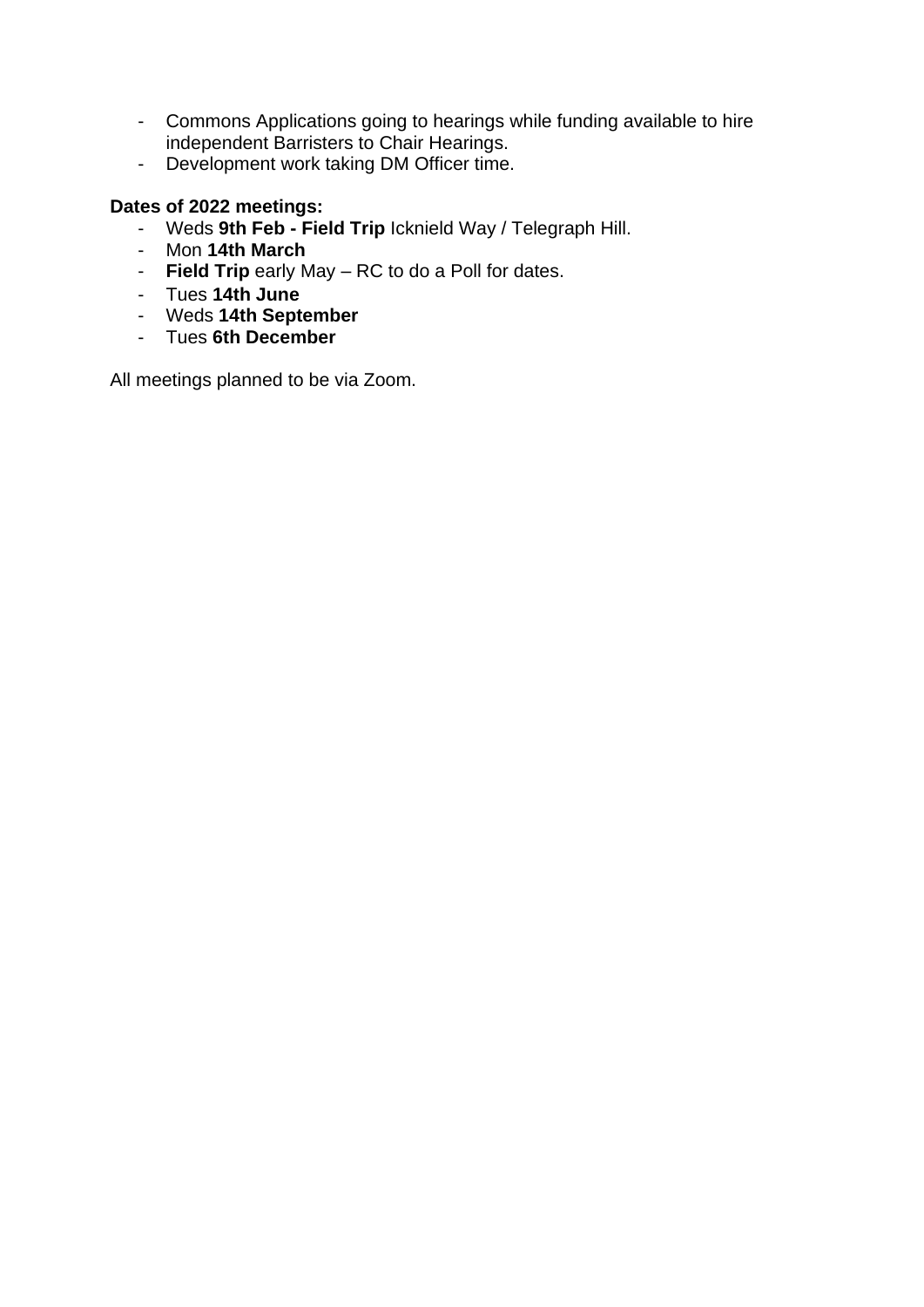- Commons Applications going to hearings while funding available to hire independent Barristers to Chair Hearings.
- Development work taking DM Officer time.

**Dates of 2022 meetings:**

- Weds **9th Feb - Field Trip** Icknield Way / Telegraph Hill.
- Mon **14th March**
- **Field Trip** early May – RC to do a Poll for dates.
- Tues **14th June**
- Weds **14th September**
- Tues **6th December**

All meetings planned to be via Zoom.